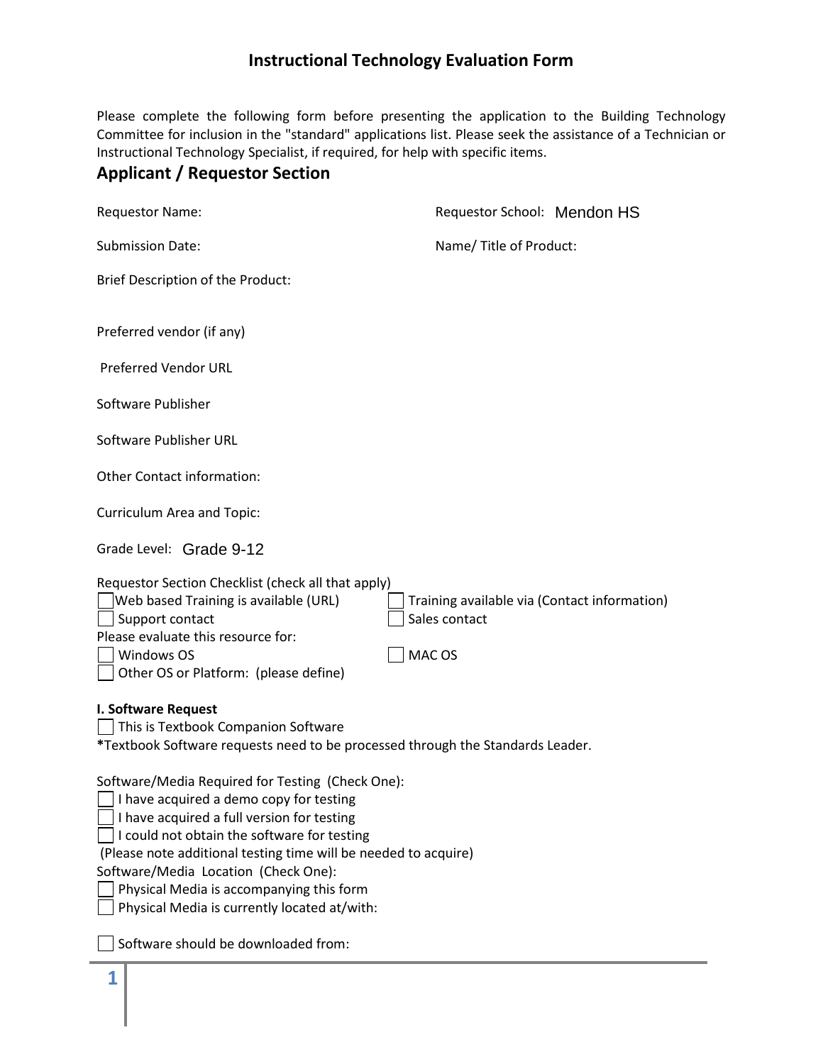# Instructional Technology Evaluation Form

Please complete the following form before presenting the application to the Building Technology Committee for inclusion in the "standard" applications list. Please seek the assistance of a Technician or Instructional Technology Specialist, if required, for help with specific items.

## Applicant / Requestor Section

Requestor Name:

Requestor School: Mendon HS

Submission Date:

Name/ Title of Product:

Brief Description of the Product:

Preferred vendor (if any)

Preferred Vendor URL

Software Publisher

Software Publisher URL

Other Contact information:

Curriculum Area and Topic:

Grade Level: Grade 9-12

Requestor Section Checklist (check all that apply)

- ☐ Web based Training is available (URL)
- ☐ Training available via (Contact information)
- ☐ Support contact
- ☐ Sales contact

Please evaluate this resource for:

- ☐ Windows OS
- ☐ MAC OS
- ☐ Other OS or Platform: (please define)

**I. Software Request**

- ☐ This is Textbook Companion Software

***Textbook Software requests need to be processed through the Standards Leader.**

Software/Media Required for Testing (Check One):

- ☐ I have acquired a demo copy for testing
- ☐ I have acquired a full version for testing
- ☐ I could not obtain the software for testing

(Please note additional testing time will be needed to acquire)

Software/Media Location (Check One):

- ☐ Physical Media is accompanying this form
- ☐ Physical Media is currently located at/with:

- ☐ Software should be downloaded from: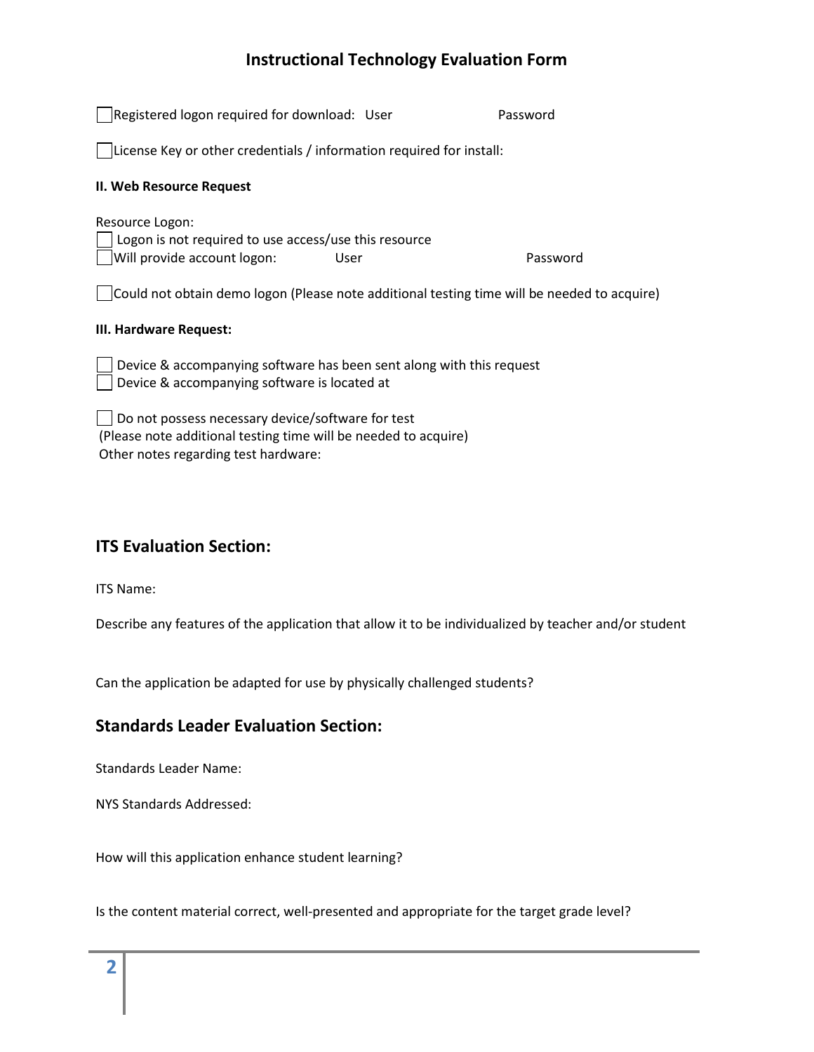# Instructional Technology Evaluation Form

☐ Registered logon required for download: User Password

☐ License Key or other credentials / information required for install:

**II. Web Resource Request**

Resource Logon:
☐ Logon is not required to use access/use this resource
☐ Will provide account logon: User Password

☐ Could not obtain demo logon (Please note additional testing time will be needed to acquire)

**III. Hardware Request:**

☐ Device & accompanying software has been sent along with this request
☐ Device & accompanying software is located at

☐ Do not possess necessary device/software for test
(Please note additional testing time will be needed to acquire)
Other notes regarding test hardware:

## ITS Evaluation Section:

ITS Name:

Describe any features of the application that allow it to be individualized by teacher and/or student

Can the application be adapted for use by physically challenged students?

## Standards Leader Evaluation Section:

Standards Leader Name:

NYS Standards Addressed:

How will this application enhance student learning?

Is the content material correct, well-presented and appropriate for the target grade level?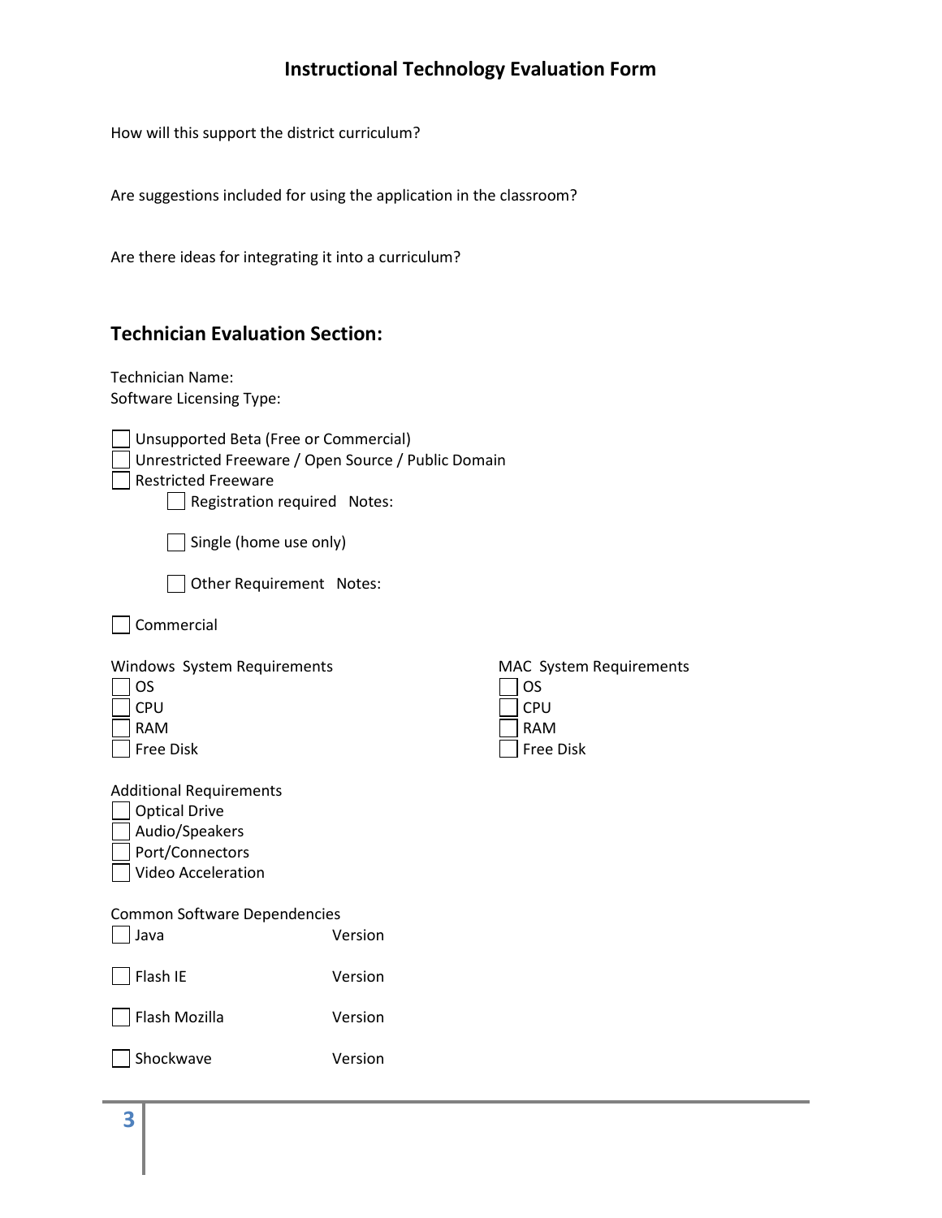# Instructional Technology Evaluation Form

How will this support the district curriculum?

Are suggestions included for using the application in the classroom?

Are there ideas for integrating it into a curriculum?

## Technician Evaluation Section:

Technician Name:
Software Licensing Type:

- ☐ Unsupported Beta (Free or Commercial)
- ☐ Unrestricted Freeware / Open Source / Public Domain
- ☐ Restricted Freeware
    - ☐ Registration required   Notes:
    - ☐ Single (home use only)
    - ☐ Other Requirement   Notes:
- ☐ Commercial

Windows System Requirements

- ☐ OS
- ☐ CPU
- ☐ RAM
- ☐ Free Disk

MAC System Requirements

- ☐ OS
- ☐ CPU
- ☐ RAM
- ☐ Free Disk

Additional Requirements

- ☐ Optical Drive
- ☐ Audio/Speakers
- ☐ Port/Connectors
- ☐ Video Acceleration

Common Software Dependencies

- ☐ Java   Version
- ☐ Flash IE   Version
- ☐ Flash Mozilla   Version
- ☐ Shockwave   Version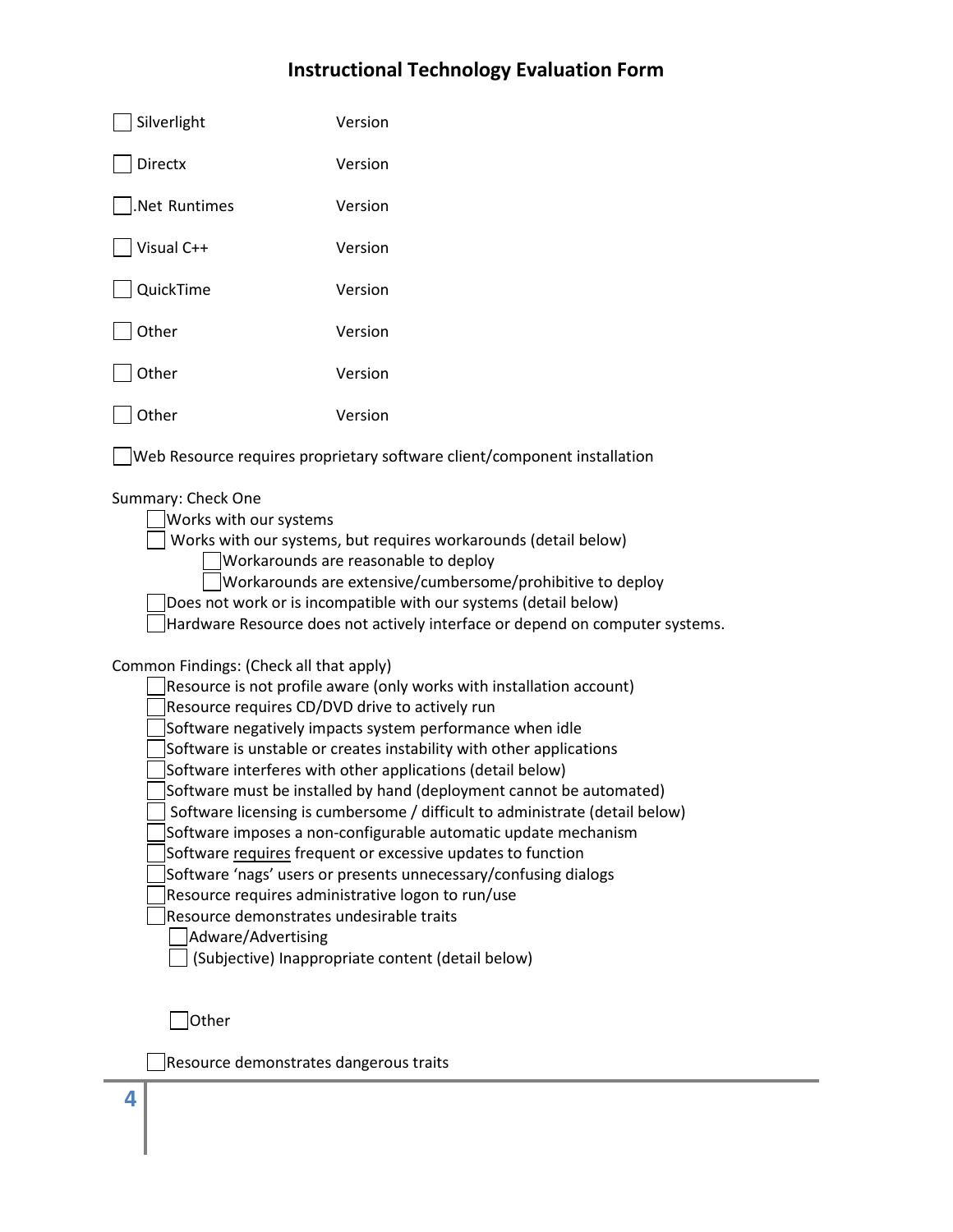# Instructional Technology Evaluation Form

☐ Silverlight Version

☐ Directx Version

☐ .Net Runtimes Version

☐ Visual C++ Version

☐ QuickTime Version

☐ Other Version

☐ Other Version

☐ Other Version

☐ Web Resource requires proprietary software client/component installation

Summary: Check One

- ☐ Works with our systems
- ☐ Works with our systems, but requires workarounds (detail below)
  - ☐ Workarounds are reasonable to deploy
  - ☐ Workarounds are extensive/cumbersome/prohibitive to deploy
- ☐ Does not work or is incompatible with our systems (detail below)
- ☐ Hardware Resource does not actively interface or depend on computer systems.

Common Findings: (Check all that apply)

- ☐ Resource is not profile aware (only works with installation account)
- ☐ Resource requires CD/DVD drive to actively run
- ☐ Software negatively impacts system performance when idle
- ☐ Software is unstable or creates instability with other applications
- ☐ Software interferes with other applications (detail below)
- ☐ Software must be installed by hand (deployment cannot be automated)
- ☐ Software licensing is cumbersome / difficult to administrate (detail below)
- ☐ Software imposes a non-configurable automatic update mechanism
- ☐ Software <u>requires</u> frequent or excessive updates to function
- ☐ Software 'nags' users or presents unnecessary/confusing dialogs
- ☐ Resource requires administrative logon to run/use
- ☐ Resource demonstrates undesirable traits
  - ☐ Adware/Advertising
  - ☐ (Subjective) Inappropriate content (detail below)

  - ☐ Other

- ☐ Resource demonstrates dangerous traits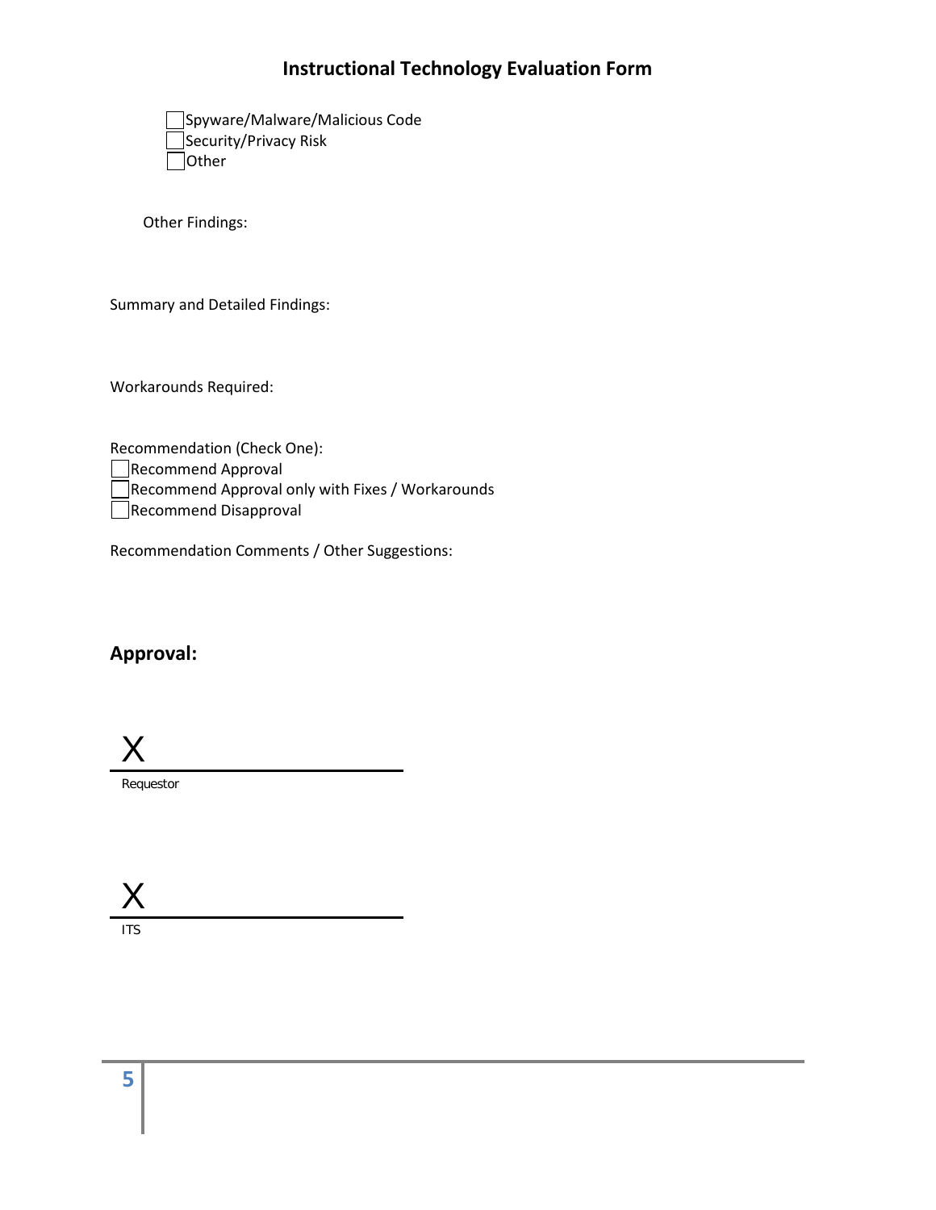# Instructional Technology Evaluation Form

- ☐ Spyware/Malware/Malicious Code
- ☐ Security/Privacy Risk
- ☐ Other

Other Findings:

Summary and Detailed Findings:

Workarounds Required:

Recommendation (Check One):

- ☐ Recommend Approval
- ☐ Recommend Approval only with Fixes / Workarounds
- ☐ Recommend Disapproval

Recommendation Comments / Other Suggestions:

## Approval:

X ______________________________

Requestor

X ______________________________

ITS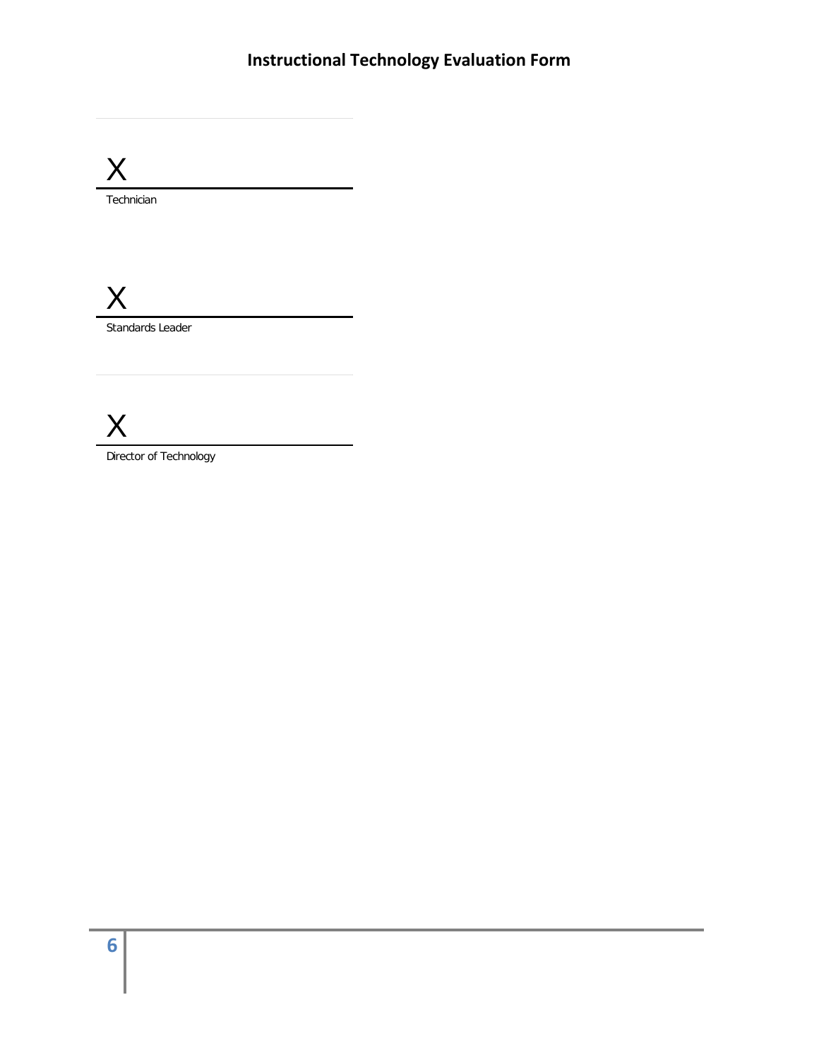# Instructional Technology Evaluation Form

X
___________________________________
Technician

X
___________________________________
Standards Leader

X
___________________________________
Director of Technology